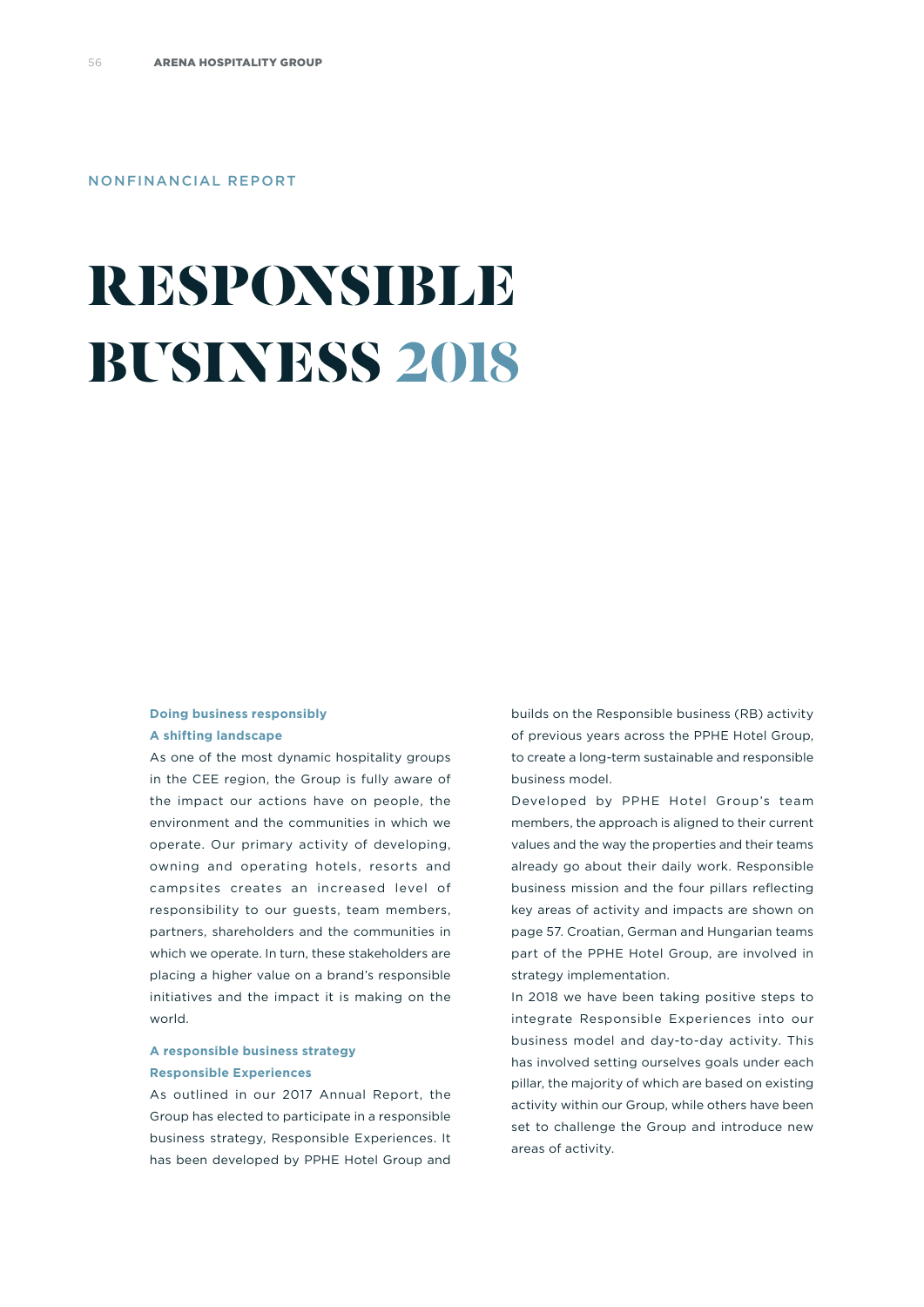NONFINANCIAL REPORT

# RESPONSIBLE BUSINESS 2018

### Doing business responsibly

#### A shifting landscape

As one of the most dynamic hospitality groups in the CEE region, the Group is fully aware of the impact our actions have on people, the environment and the communities in which we operate. Our primary activity of developing, owning and operating hotels, resorts and campsites creates an increased level of responsibility to our guests, team members, partners, shareholders and the communities in which we operate. In turn, these stakeholders are placing a higher value on a brand's responsible initiatives and the impact it is making on the world.

### A responsible business strategy

#### Responsible Experiences

As outlined in our 2017 Annual Report, the Group has elected to participate in a responsible business strategy, Responsible Experiences. It has been developed by PPHE Hotel Group and builds on the Responsible business (RB) activity of previous years across the PPHE Hotel Group, to create a long-term sustainable and responsible business model.

Developed by PPHE Hotel Group's team members, the approach is aligned to their current values and the way the properties and their teams already go about their daily work. Responsible business mission and the four pillars reflecting key areas of activity and impacts are shown on page 57. Croatian, German and Hungarian teams part of the PPHE Hotel Group, are involved in strategy implementation.

In 2018 we have been taking positive steps to integrate Responsible Experiences into our business model and day-to-day activity. This has involved setting ourselves goals under each pillar, the majority of which are based on existing activity within our Group, while others have been set to challenge the Group and introduce new areas of activity.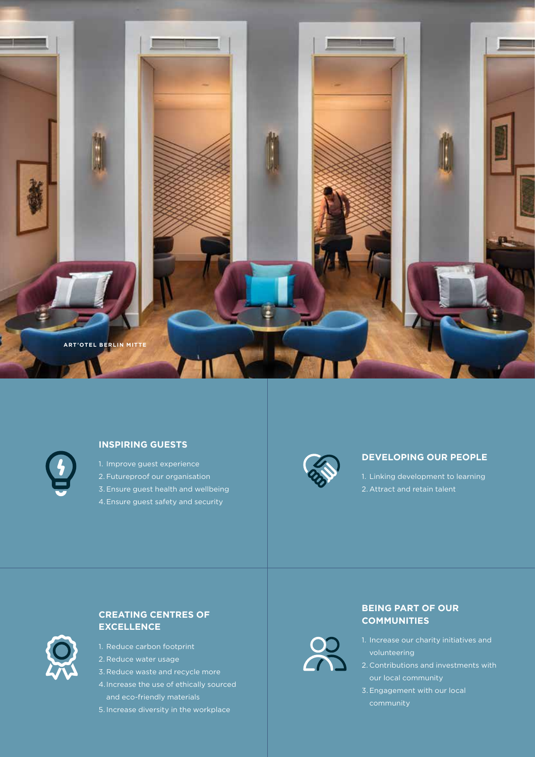ART'OTEL BERLIN MITTE

## INSPIRING GUESTS

1. Improve guest experience
2. Futureproof our organisation
3. Ensure guest health and wellbeing
4. Ensure guest safety and security

## DEVELOPING OUR PEOPLE

1. Linking development to learning
2. Attract and retain talent

## CREATING CENTRES OF EXCELLENCE

1. Reduce carbon footprint
2. Reduce water usage
3. Reduce waste and recycle more
4. Increase the use of ethically sourced and eco-friendly materials
5. Increase diversity in the workplace

## BEING PART OF OUR COMMUNITIES

1. Increase our charity initiatives and volunteering
2. Contributions and investments with our local community
3. Engagement with our local community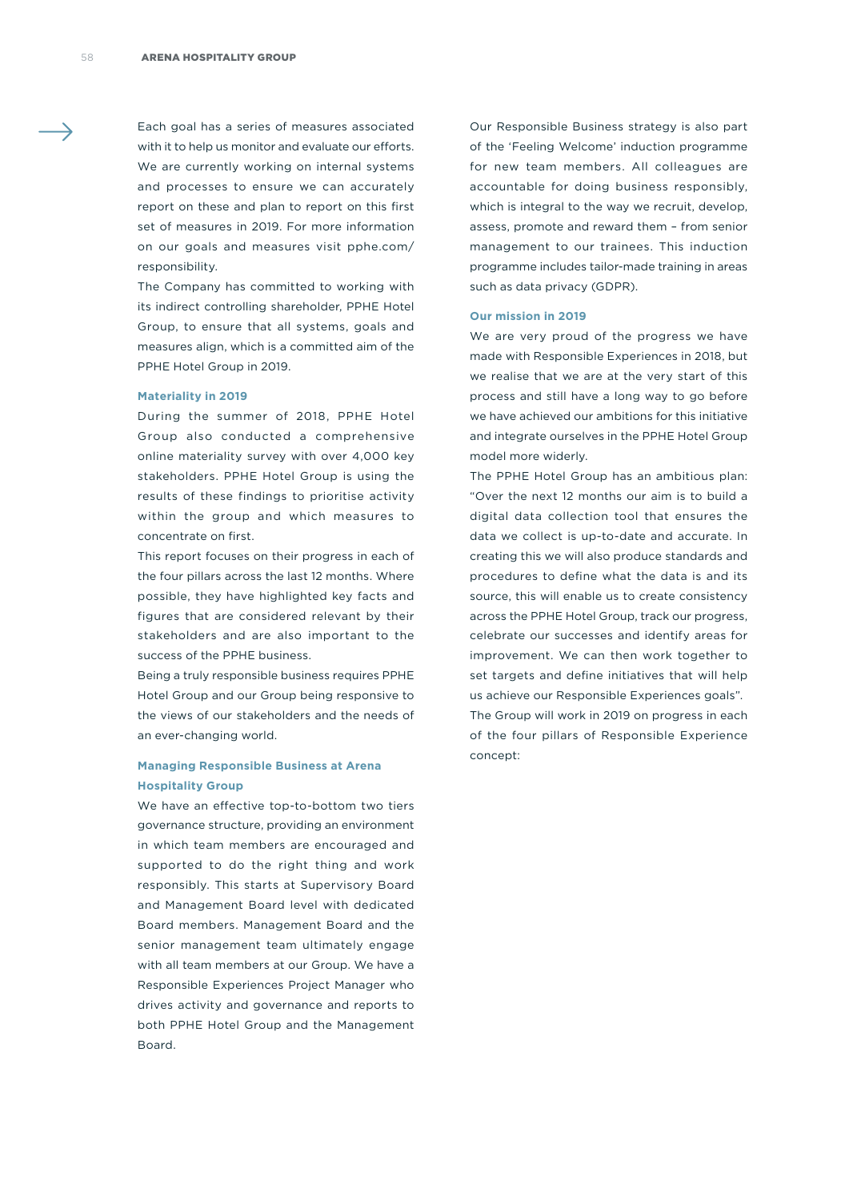Each goal has a series of measures associated with it to help us monitor and evaluate our efforts. We are currently working on internal systems and processes to ensure we can accurately report on these and plan to report on this first set of measures in 2019. For more information on our goals and measures visit pphe.com/responsibility.

The Company has committed to working with its indirect controlling shareholder, PPHE Hotel Group, to ensure that all systems, goals and measures align, which is a committed aim of the PPHE Hotel Group in 2019.

### Materiality in 2019

During the summer of 2018, PPHE Hotel Group also conducted a comprehensive online materiality survey with over 4,000 key stakeholders. PPHE Hotel Group is using the results of these findings to prioritise activity within the group and which measures to concentrate on first.

This report focuses on their progress in each of the four pillars across the last 12 months. Where possible, they have highlighted key facts and figures that are considered relevant by their stakeholders and are also important to the success of the PPHE business.

Being a truly responsible business requires PPHE Hotel Group and our Group being responsive to the views of our stakeholders and the needs of an ever-changing world.

### Managing Responsible Business at Arena Hospitality Group

We have an effective top-to-bottom two tiers governance structure, providing an environment in which team members are encouraged and supported to do the right thing and work responsibly. This starts at Supervisory Board and Management Board level with dedicated Board members. Management Board and the senior management team ultimately engage with all team members at our Group. We have a Responsible Experiences Project Manager who drives activity and governance and reports to both PPHE Hotel Group and the Management Board.

Our Responsible Business strategy is also part of the 'Feeling Welcome' induction programme for new team members. All colleagues are accountable for doing business responsibly, which is integral to the way we recruit, develop, assess, promote and reward them – from senior management to our trainees. This induction programme includes tailor-made training in areas such as data privacy (GDPR).

### Our mission in 2019

We are very proud of the progress we have made with Responsible Experiences in 2018, but we realise that we are at the very start of this process and still have a long way to go before we have achieved our ambitions for this initiative and integrate ourselves in the PPHE Hotel Group model more widerly.

The PPHE Hotel Group has an ambitious plan: "Over the next 12 months our aim is to build a digital data collection tool that ensures the data we collect is up-to-date and accurate. In creating this we will also produce standards and procedures to define what the data is and its source, this will enable us to create consistency across the PPHE Hotel Group, track our progress, celebrate our successes and identify areas for improvement. We can then work together to set targets and define initiatives that will help us achieve our Responsible Experiences goals".

The Group will work in 2019 on progress in each of the four pillars of Responsible Experience concept: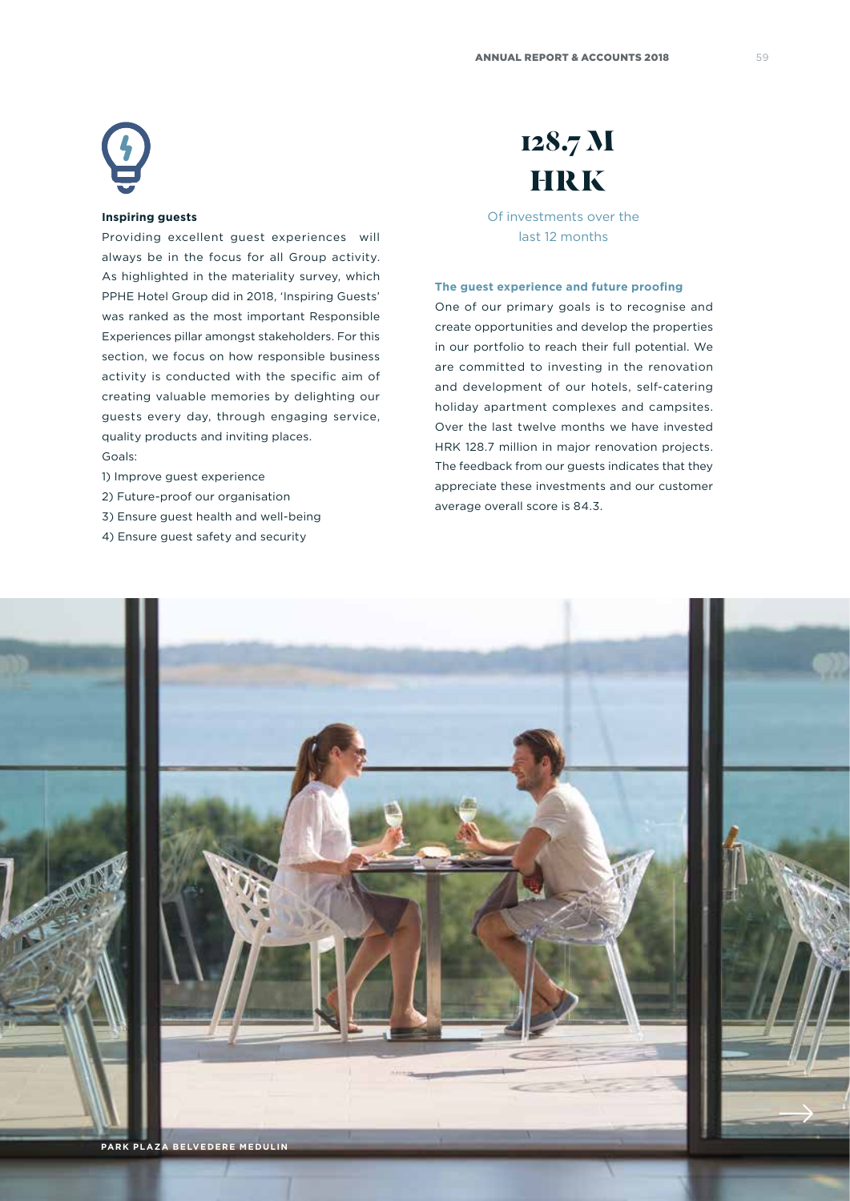### Inspiring guests

Providing excellent guest experiences will always be in the focus for all Group activity. As highlighted in the materiality survey, which PPHE Hotel Group did in 2018, 'Inspiring Guests' was ranked as the most important Responsible Experiences pillar amongst stakeholders. For this section, we focus on how responsible business activity is conducted with the specific aim of creating valuable memories by delighting our guests every day, through engaging service, quality products and inviting places.

Goals:

1) Improve guest experience
2) Future-proof our organisation
3) Ensure guest health and well-being
4) Ensure guest safety and security

## 128.7 M HRK

Of investments over the last 12 months

### The guest experience and future proofing

One of our primary goals is to recognise and create opportunities and develop the properties in our portfolio to reach their full potential. We are committed to investing in the renovation and development of our hotels, self-catering holiday apartment complexes and campsites. Over the last twelve months we have invested HRK 128.7 million in major renovation projects. The feedback from our guests indicates that they appreciate these investments and our customer average overall score is 84.3.

PARK PLAZA BELVEDERE MEDULIN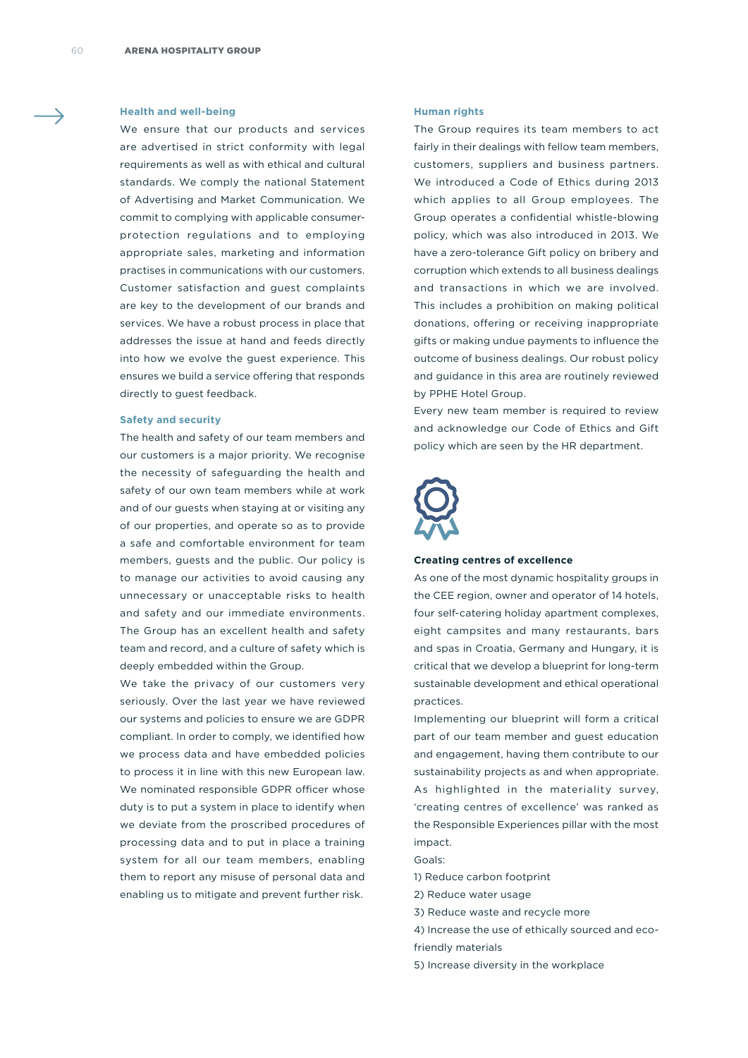### Health and well-being

We ensure that our products and services are advertised in strict conformity with legal requirements as well as with ethical and cultural standards. We comply the national Statement of Advertising and Market Communication. We commit to complying with applicable consumer-protection regulations and to employing appropriate sales, marketing and information practises in communications with our customers. Customer satisfaction and guest complaints are key to the development of our brands and services. We have a robust process in place that addresses the issue at hand and feeds directly into how we evolve the guest experience. This ensures we build a service offering that responds directly to guest feedback.

### Safety and security

The health and safety of our team members and our customers is a major priority. We recognise the necessity of safeguarding the health and safety of our own team members while at work and of our guests when staying at or visiting any of our properties, and operate so as to provide a safe and comfortable environment for team members, guests and the public. Our policy is to manage our activities to avoid causing any unnecessary or unacceptable risks to health and safety and our immediate environments. The Group has an excellent health and safety team and record, and a culture of safety which is deeply embedded within the Group.

We take the privacy of our customers very seriously. Over the last year we have reviewed our systems and policies to ensure we are GDPR compliant. In order to comply, we identified how we process data and have embedded policies to process it in line with this new European law. We nominated responsible GDPR officer whose duty is to put a system in place to identify when we deviate from the proscribed procedures of processing data and to put in place a training system for all our team members, enabling them to report any misuse of personal data and enabling us to mitigate and prevent further risk.

### Human rights

The Group requires its team members to act fairly in their dealings with fellow team members, customers, suppliers and business partners. We introduced a Code of Ethics during 2013 which applies to all Group employees. The Group operates a confidential whistle-blowing policy, which was also introduced in 2013. We have a zero-tolerance Gift policy on bribery and corruption which extends to all business dealings and transactions in which we are involved. This includes a prohibition on making political donations, offering or receiving inappropriate gifts or making undue payments to influence the outcome of business dealings. Our robust policy and guidance in this area are routinely reviewed by PPHE Hotel Group.

Every new team member is required to review and acknowledge our Code of Ethics and Gift policy which are seen by the HR department.

### Creating centres of excellence

As one of the most dynamic hospitality groups in the CEE region, owner and operator of 14 hotels, four self-catering holiday apartment complexes, eight campsites and many restaurants, bars and spas in Croatia, Germany and Hungary, it is critical that we develop a blueprint for long-term sustainable development and ethical operational practices.

Implementing our blueprint will form a critical part of our team member and guest education and engagement, having them contribute to our sustainability projects as and when appropriate. As highlighted in the materiality survey, 'creating centres of excellence' was ranked as the Responsible Experiences pillar with the most impact.

Goals:

1) Reduce carbon footprint
2) Reduce water usage
3) Reduce waste and recycle more
4) Increase the use of ethically sourced and eco-friendly materials
5) Increase diversity in the workplace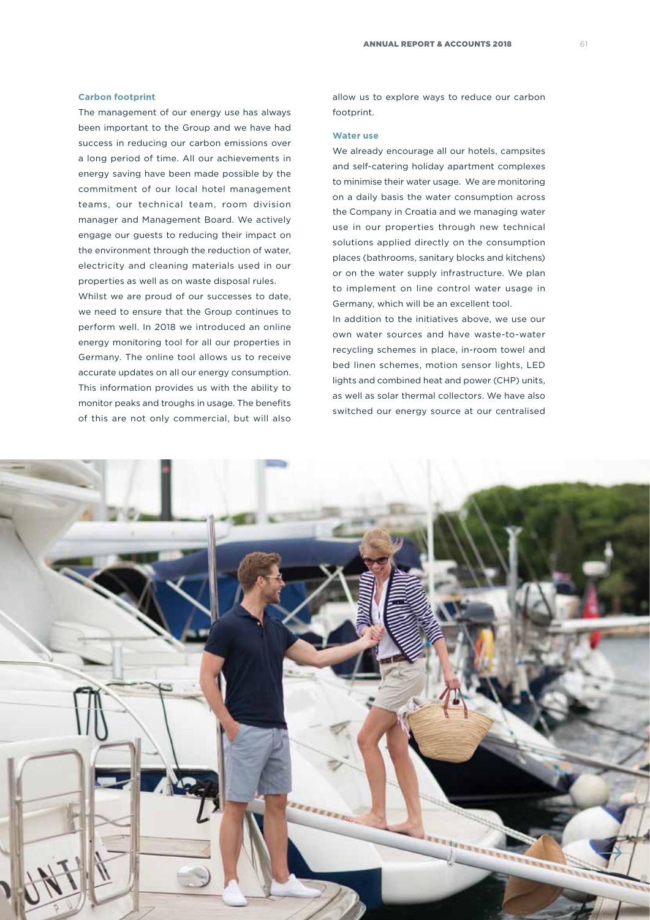### Carbon footprint

The management of our energy use has always been important to the Group and we have had success in reducing our carbon emissions over a long period of time. All our achievements in energy saving have been made possible by the commitment of our local hotel management teams, our technical team, room division manager and Management Board. We actively engage our guests to reducing their impact on the environment through the reduction of water, electricity and cleaning materials used in our properties as well as on waste disposal rules.

Whilst we are proud of our successes to date, we need to ensure that the Group continues to perform well. In 2018 we introduced an online energy monitoring tool for all our properties in Germany. The online tool allows us to receive accurate updates on all our energy consumption. This information provides us with the ability to monitor peaks and troughs in usage. The benefits of this are not only commercial, but will also allow us to explore ways to reduce our carbon footprint.

### Water use

We already encourage all our hotels, campsites and self-catering holiday apartment complexes to minimise their water usage. We are monitoring on a daily basis the water consumption across the Company in Croatia and we managing water use in our properties through new technical solutions applied directly on the consumption places (bathrooms, sanitary blocks and kitchens) or on the water supply infrastructure. We plan to implement on line control water usage in Germany, which will be an excellent tool.

In addition to the initiatives above, we use our own water sources and have waste-to-water recycling schemes in place, in-room towel and bed linen schemes, motion sensor lights, LED lights and combined heat and power (CHP) units, as well as solar thermal collectors. We have also switched our energy source at our centralised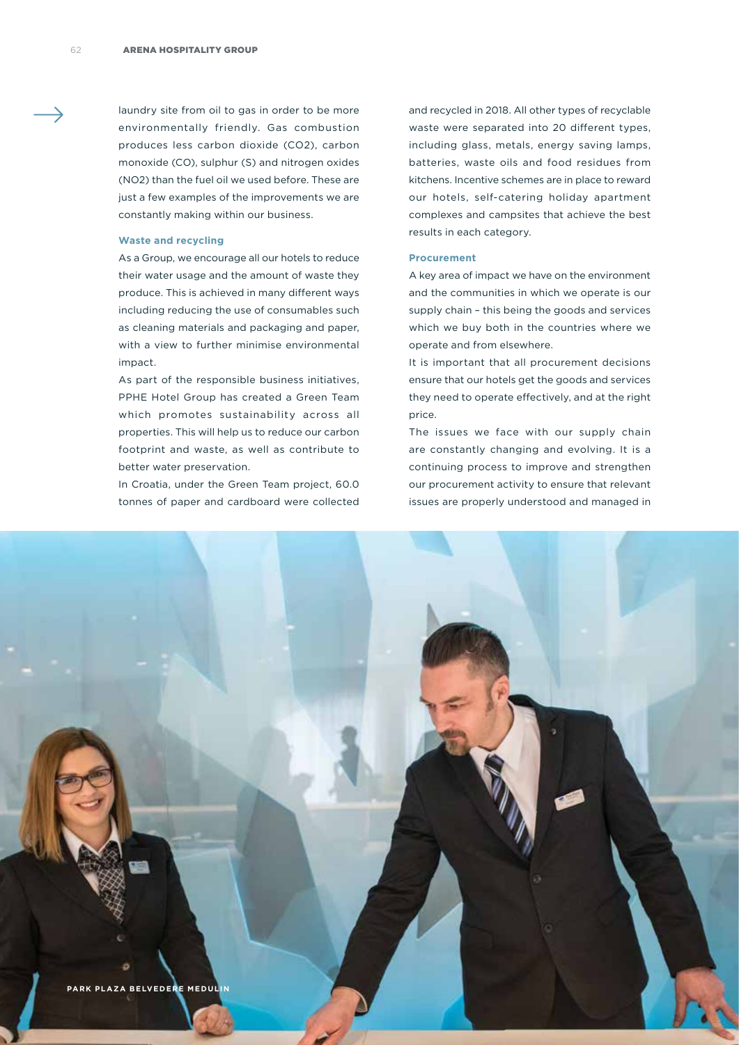laundry site from oil to gas in order to be more environmentally friendly. Gas combustion produces less carbon dioxide ($CO_2$), carbon monoxide (CO), sulphur (S) and nitrogen oxides ($NO_2$) than the fuel oil we used before. These are just a few examples of the improvements we are constantly making within our business.

### Waste and recycling

As a Group, we encourage all our hotels to reduce their water usage and the amount of waste they produce. This is achieved in many different ways including reducing the use of consumables such as cleaning materials and packaging and paper, with a view to further minimise environmental impact.

As part of the responsible business initiatives, PPHE Hotel Group has created a Green Team which promotes sustainability across all properties. This will help us to reduce our carbon footprint and waste, as well as contribute to better water preservation.

In Croatia, under the Green Team project, 60.0 tonnes of paper and cardboard were collected and recycled in 2018. All other types of recyclable waste were separated into 20 different types, including glass, metals, energy saving lamps, batteries, waste oils and food residues from kitchens. Incentive schemes are in place to reward our hotels, self-catering holiday apartment complexes and campsites that achieve the best results in each category.

### Procurement

A key area of impact we have on the environment and the communities in which we operate is our supply chain – this being the goods and services which we buy both in the countries where we operate and from elsewhere.

It is important that all procurement decisions ensure that our hotels get the goods and services they need to operate effectively, and at the right price.

The issues we face with our supply chain are constantly changing and evolving. It is a continuing process to improve and strengthen our procurement activity to ensure that relevant issues are properly understood and managed in

PARK PLAZA BELVEDERE MEDULIN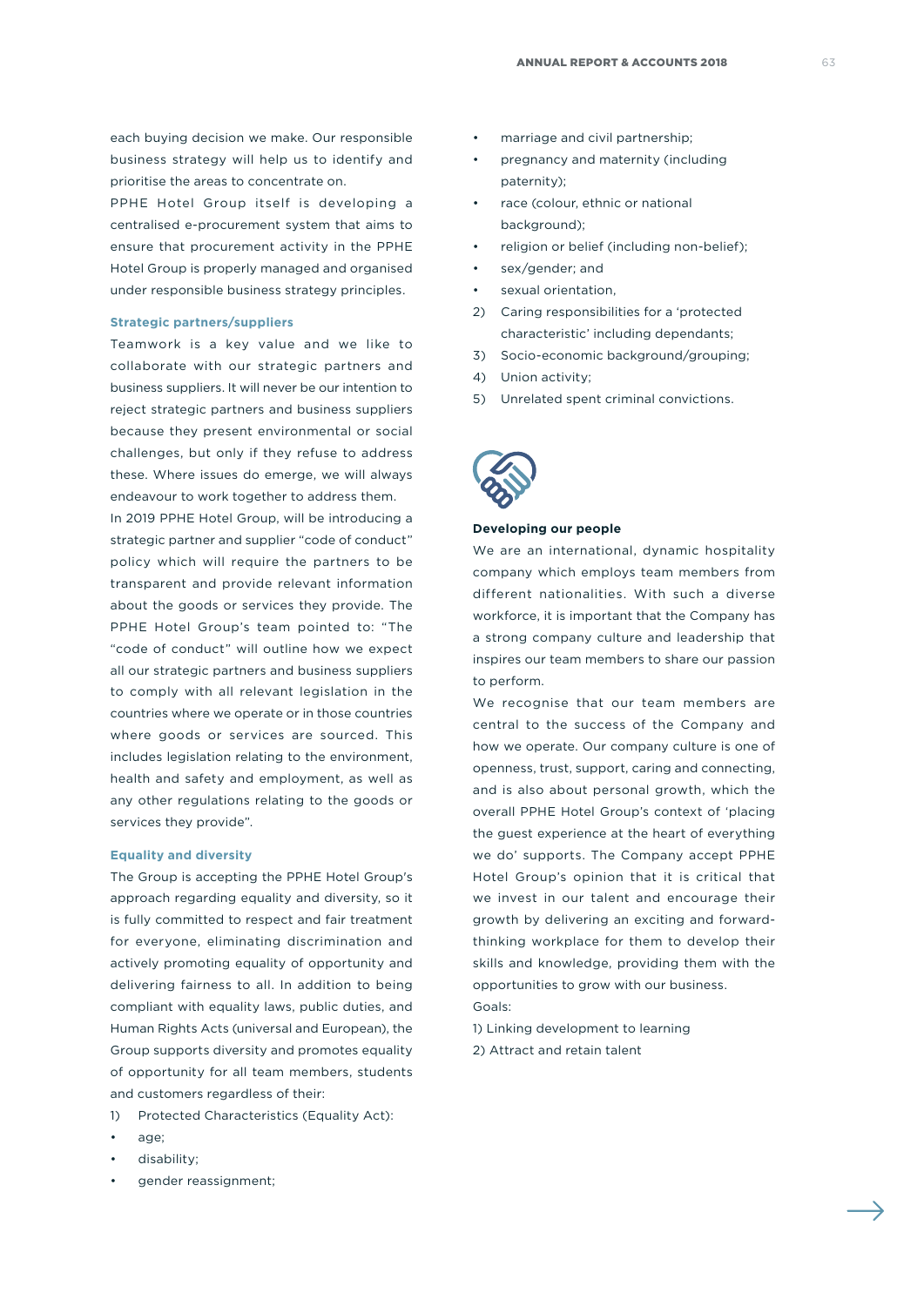each buying decision we make. Our responsible business strategy will help us to identify and prioritise the areas to concentrate on.

PPHE Hotel Group itself is developing a centralised e-procurement system that aims to ensure that procurement activity in the PPHE Hotel Group is properly managed and organised under responsible business strategy principles.

### Strategic partners/suppliers

Teamwork is a key value and we like to collaborate with our strategic partners and business suppliers. It will never be our intention to reject strategic partners and business suppliers because they present environmental or social challenges, but only if they refuse to address these. Where issues do emerge, we will always endeavour to work together to address them.

In 2019 PPHE Hotel Group, will be introducing a strategic partner and supplier "code of conduct" policy which will require the partners to be transparent and provide relevant information about the goods or services they provide. The PPHE Hotel Group's team pointed to: "The "code of conduct" will outline how we expect all our strategic partners and business suppliers to comply with all relevant legislation in the countries where we operate or in those countries where goods or services are sourced. This includes legislation relating to the environment, health and safety and employment, as well as any other regulations relating to the goods or services they provide".

### Equality and diversity

The Group is accepting the PPHE Hotel Group's approach regarding equality and diversity, so it is fully committed to respect and fair treatment for everyone, eliminating discrimination and actively promoting equality of opportunity and delivering fairness to all. In addition to being compliant with equality laws, public duties, and Human Rights Acts (universal and European), the Group supports diversity and promotes equality of opportunity for all team members, students and customers regardless of their:

1) Protected Characteristics (Equality Act):
   - age;
   - disability;
   - gender reassignment;
   - marriage and civil partnership;
   - pregnancy and maternity (including paternity);
   - race (colour, ethnic or national background);
   - religion or belief (including non-belief);
   - sex/gender; and
   - sexual orientation,
2) Caring responsibilities for a 'protected characteristic' including dependants;
3) Socio-economic background/grouping;
4) Union activity;
5) Unrelated spent criminal convictions.

### Developing our people

We are an international, dynamic hospitality company which employs team members from different nationalities. With such a diverse workforce, it is important that the Company has a strong company culture and leadership that inspires our team members to share our passion to perform.

We recognise that our team members are central to the success of the Company and how we operate. Our company culture is one of openness, trust, support, caring and connecting, and is also about personal growth, which the overall PPHE Hotel Group's context of 'placing the guest experience at the heart of everything we do' supports. The Company accept PPHE Hotel Group's opinion that it is critical that we invest in our talent and encourage their growth by delivering an exciting and forward-thinking workplace for them to develop their skills and knowledge, providing them with the opportunities to grow with our business.

Goals:

1) Linking development to learning
2) Attract and retain talent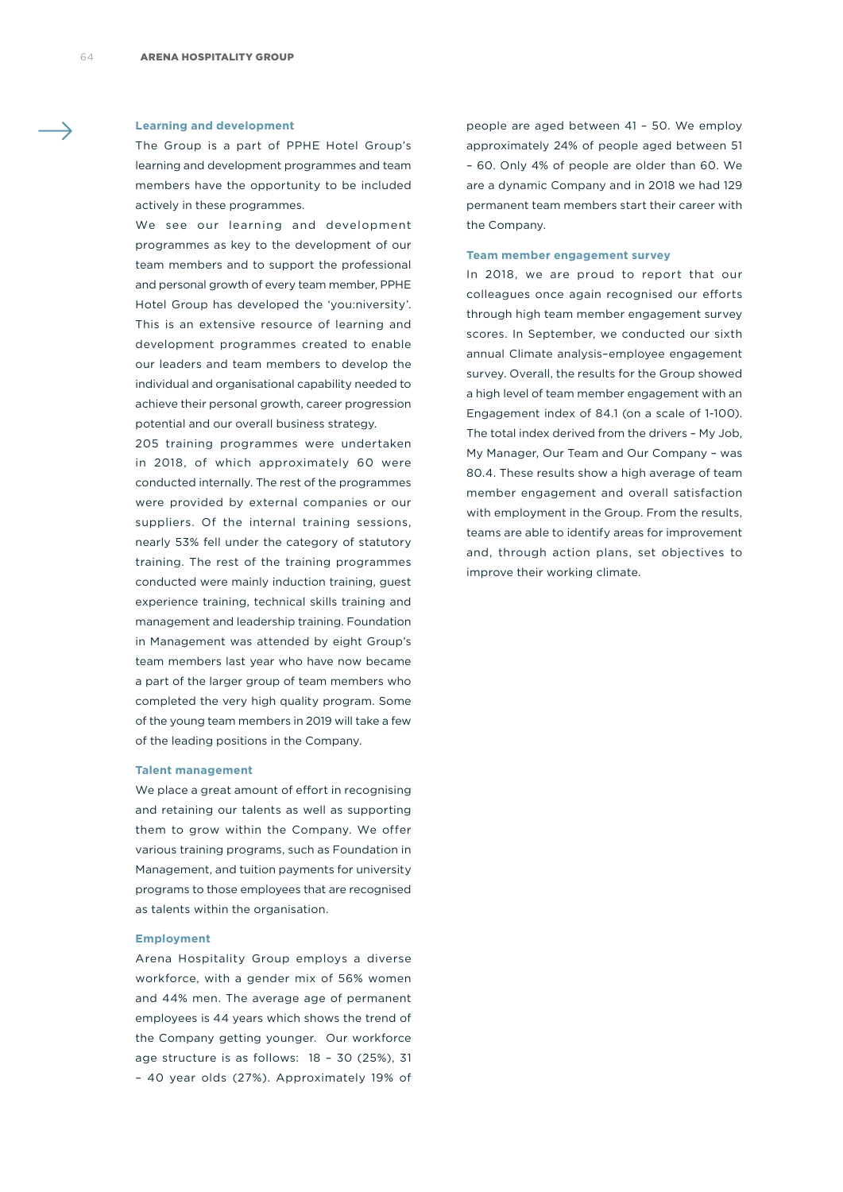### Learning and development

The Group is a part of PPHE Hotel Group's learning and development programmes and team members have the opportunity to be included actively in these programmes.

We see our learning and development programmes as key to the development of our team members and to support the professional and personal growth of every team member, PPHE Hotel Group has developed the 'you:niversity'. This is an extensive resource of learning and development programmes created to enable our leaders and team members to develop the individual and organisational capability needed to achieve their personal growth, career progression potential and our overall business strategy.

205 training programmes were undertaken in 2018, of which approximately 60 were conducted internally. The rest of the programmes were provided by external companies or our suppliers. Of the internal training sessions, nearly 53% fell under the category of statutory training. The rest of the training programmes conducted were mainly induction training, guest experience training, technical skills training and management and leadership training. Foundation in Management was attended by eight Group's team members last year who have now became a part of the larger group of team members who completed the very high quality program. Some of the young team members in 2019 will take a few of the leading positions in the Company.

### Talent management

We place a great amount of effort in recognising and retaining our talents as well as supporting them to grow within the Company. We offer various training programs, such as Foundation in Management, and tuition payments for university programs to those employees that are recognised as talents within the organisation.

### Employment

Arena Hospitality Group employs a diverse workforce, with a gender mix of 56% women and 44% men. The average age of permanent employees is 44 years which shows the trend of the Company getting younger. Our workforce age structure is as follows: 18 – 30 (25%), 31 – 40 year olds (27%). Approximately 19% of people are aged between 41 – 50. We employ approximately 24% of people aged between 51 – 60. Only 4% of people are older than 60. We are a dynamic Company and in 2018 we had 129 permanent team members start their career with the Company.

### Team member engagement survey

In 2018, we are proud to report that our colleagues once again recognised our efforts through high team member engagement survey scores. In September, we conducted our sixth annual Climate analysis–employee engagement survey. Overall, the results for the Group showed a high level of team member engagement with an Engagement index of 84.1 (on a scale of 1-100). The total index derived from the drivers – My Job, My Manager, Our Team and Our Company – was 80.4. These results show a high average of team member engagement and overall satisfaction with employment in the Group. From the results, teams are able to identify areas for improvement and, through action plans, set objectives to improve their working climate.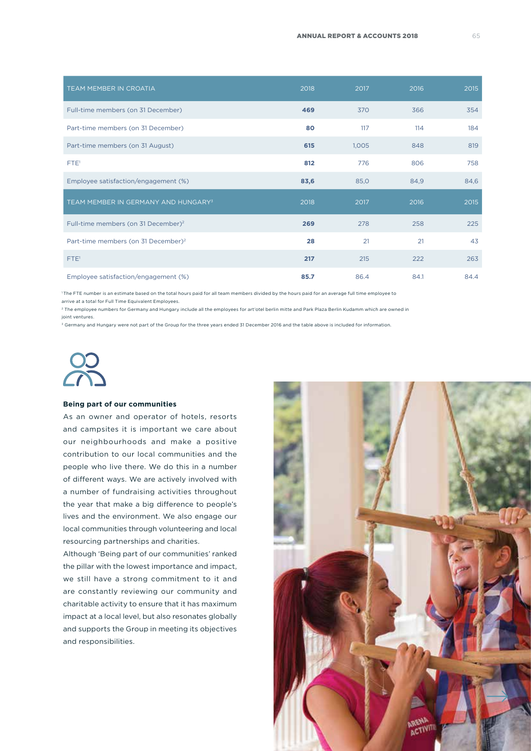| TEAM MEMBER IN CROATIA | 2018 | 2017 | 2016 | 2015 |
|---|---|---|---|---|
| Full-time members (on 31 December) | **469** | 370 | 366 | 354 |
| Part-time members (on 31 December) | **80** | 117 | 114 | 184 |
| Part-time members (on 31 August) | **615** | 1,005 | 848 | 819 |
| FTE[1] | **812** | 776 | 806 | 758 |
| Employee satisfaction/engagement (%) | **83,6** | 85,0 | 84,9 | 84,6 |
| TEAM MEMBER IN GERMANY AND HUNGARY[3] | 2018 | 2017 | 2016 | 2015 |
| Full-time members (on 31 December)[2] | **269** | 278 | 258 | 225 |
| Part-time members (on 31 December)[2] | **28** | 21 | 21 | 43 |
| FTE[1] | **217** | 215 | 222 | 263 |
| Employee satisfaction/engagement (%) | **85.7** | 86.4 | 84.1 | 84.4 |

[1] The FTE number is an estimate based on the total hours paid for all team members divided by the hours paid for an average full time employee to arrive at a total for Full Time Equivalent Employees.

[2] The employee numbers for Germany and Hungary include all the employees for art'otel berlin mitte and Park Plaza Berlin Kudamm which are owned in joint ventures.

[3] Germany and Hungary were not part of the Group for the three years ended 31 December 2016 and the table above is included for information.

**Being part of our communities**

As an owner and operator of hotels, resorts and campsites it is important we care about our neighbourhoods and make a positive contribution to our local communities and the people who live there. We do this in a number of different ways. We are actively involved with a number of fundraising activities throughout the year that make a big difference to people's lives and the environment. We also engage our local communities through volunteering and local resourcing partnerships and charities.

Although 'Being part of our communities' ranked the pillar with the lowest importance and impact, we still have a strong commitment to it and are constantly reviewing our community and charitable activity to ensure that it has maximum impact at a local level, but also resonates globally and supports the Group in meeting its objectives and responsibilities.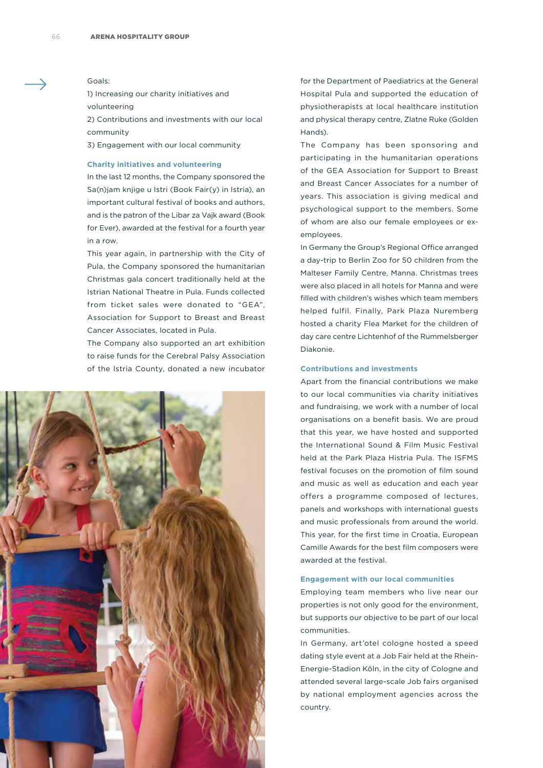Goals:

1) Increasing our charity initiatives and volunteering

2) Contributions and investments with our local community

3) Engagement with our local community

### Charity initiatives and volunteering

In the last 12 months, the Company sponsored the Sa(n)jam knjige u Istri (Book Fair(y) in Istria), an important cultural festival of books and authors, and is the patron of the Libar za Vajk award (Book for Ever), awarded at the festival for a fourth year in a row.

This year again, in partnership with the City of Pula, the Company sponsored the humanitarian Christmas gala concert traditionally held at the Istrian National Theatre in Pula. Funds collected from ticket sales were donated to "GEA", Association for Support to Breast and Breast Cancer Associates, located in Pula.

The Company also supported an art exhibition to raise funds for the Cerebral Palsy Association of the Istria County, donated a new incubator for the Department of Paediatrics at the General Hospital Pula and supported the education of physiotherapists at local healthcare institution and physical therapy centre, Zlatne Ruke (Golden Hands).

The Company has been sponsoring and participating in the humanitarian operations of the GEA Association for Support to Breast and Breast Cancer Associates for a number of years. This association is giving medical and psychological support to the members. Some of whom are also our female employees or ex-employees.

In Germany the Group's Regional Office arranged a day-trip to Berlin Zoo for 50 children from the Malteser Family Centre, Manna. Christmas trees were also placed in all hotels for Manna and were filled with children's wishes which team members helped fulfil. Finally, Park Plaza Nuremberg hosted a charity Flea Market for the children of day care centre Lichtenhof of the Rummelsberger Diakonie.

### Contributions and investments

Apart from the financial contributions we make to our local communities via charity initiatives and fundraising, we work with a number of local organisations on a benefit basis. We are proud that this year, we have hosted and supported the International Sound & Film Music Festival held at the Park Plaza Histria Pula. The ISFMS festival focuses on the promotion of film sound and music as well as education and each year offers a programme composed of lectures, panels and workshops with international guests and music professionals from around the world. This year, for the first time in Croatia, European Camille Awards for the best film composers were awarded at the festival.

### Engagement with our local communities

Employing team members who live near our properties is not only good for the environment, but supports our objective to be part of our local communities.

In Germany, art'otel cologne hosted a speed dating style event at a Job Fair held at the Rhein-Energie-Stadion Köln, in the city of Cologne and attended several large-scale Job fairs organised by national employment agencies across the country.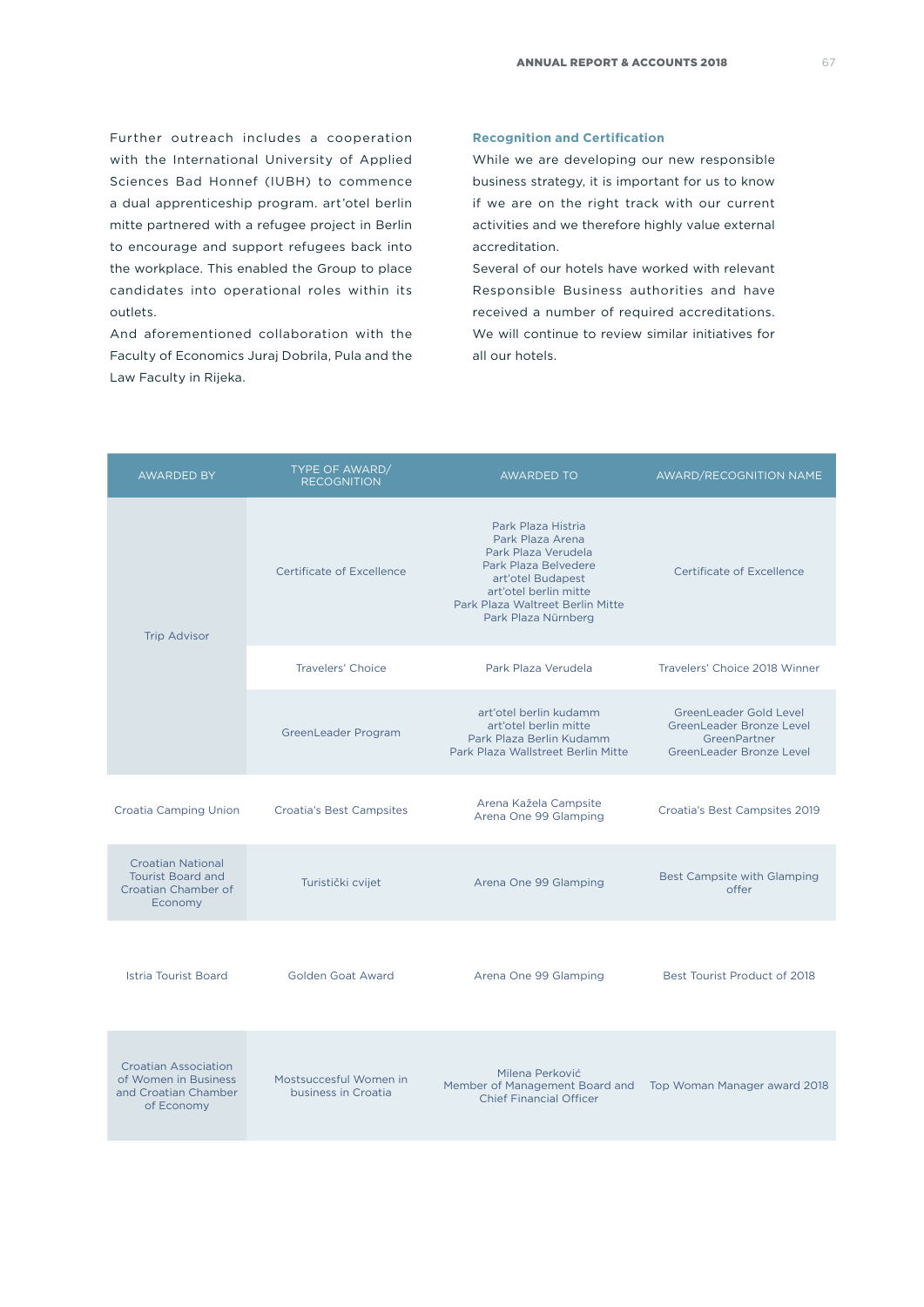Further outreach includes a cooperation with the International University of Applied Sciences Bad Honnef (IUBH) to commence a dual apprenticeship program. art'otel berlin mitte partnered with a refugee project in Berlin to encourage and support refugees back into the workplace. This enabled the Group to place candidates into operational roles within its outlets.

And aforementioned collaboration with the Faculty of Economics Juraj Dobrila, Pula and the Law Faculty in Rijeka.

### Recognition and Certification

While we are developing our new responsible business strategy, it is important for us to know if we are on the right track with our current activities and we therefore highly value external accreditation.

Several of our hotels have worked with relevant Responsible Business authorities and have received a number of required accreditations. We will continue to review similar initiatives for all our hotels.

| AWARDED BY | TYPE OF AWARD/ RECOGNITION | AWARDED TO | AWARD/RECOGNITION NAME |
|---|---|---|---|
| Trip Advisor | Certificate of Excellence | Park Plaza Histria<br>Park Plaza Arena<br>Park Plaza Verudela<br>Park Plaza Belvedere<br>art'otel Budapest<br>art'otel berlin mitte<br>Park Plaza Waltreet Berlin Mitte<br>Park Plaza Nürnberg | Certificate of Excellence |
| | Travelers' Choice | Park Plaza Verudela | Travelers' Choice 2018 Winner |
| | GreenLeader Program | art'otel berlin kudamm<br>art'otel berlin mitte<br>Park Plaza Berlin Kudamm<br>Park Plaza Wallstreet Berlin Mitte | GreenLeader Gold Level<br>GreenLeader Bronze Level<br>GreenPartner<br>GreenLeader Bronze Level |
| Croatia Camping Union | Croatia's Best Campsites | Arena Kažela Campsite<br>Arena One 99 Glamping | Croatia's Best Campsites 2019 |
| Croatian National Tourist Board and Croatian Chamber of Economy | Turistički cvijet | Arena One 99 Glamping | Best Campsite with Glamping offer |
| Istria Tourist Board | Golden Goat Award | Arena One 99 Glamping | Best Tourist Product of 2018 |
| Croatian Association of Women in Business and Croatian Chamber of Economy | Mostsuccesful Women in business in Croatia | Milena Perković<br>Member of Management Board and Chief Financial Officer | Top Woman Manager award 2018 |